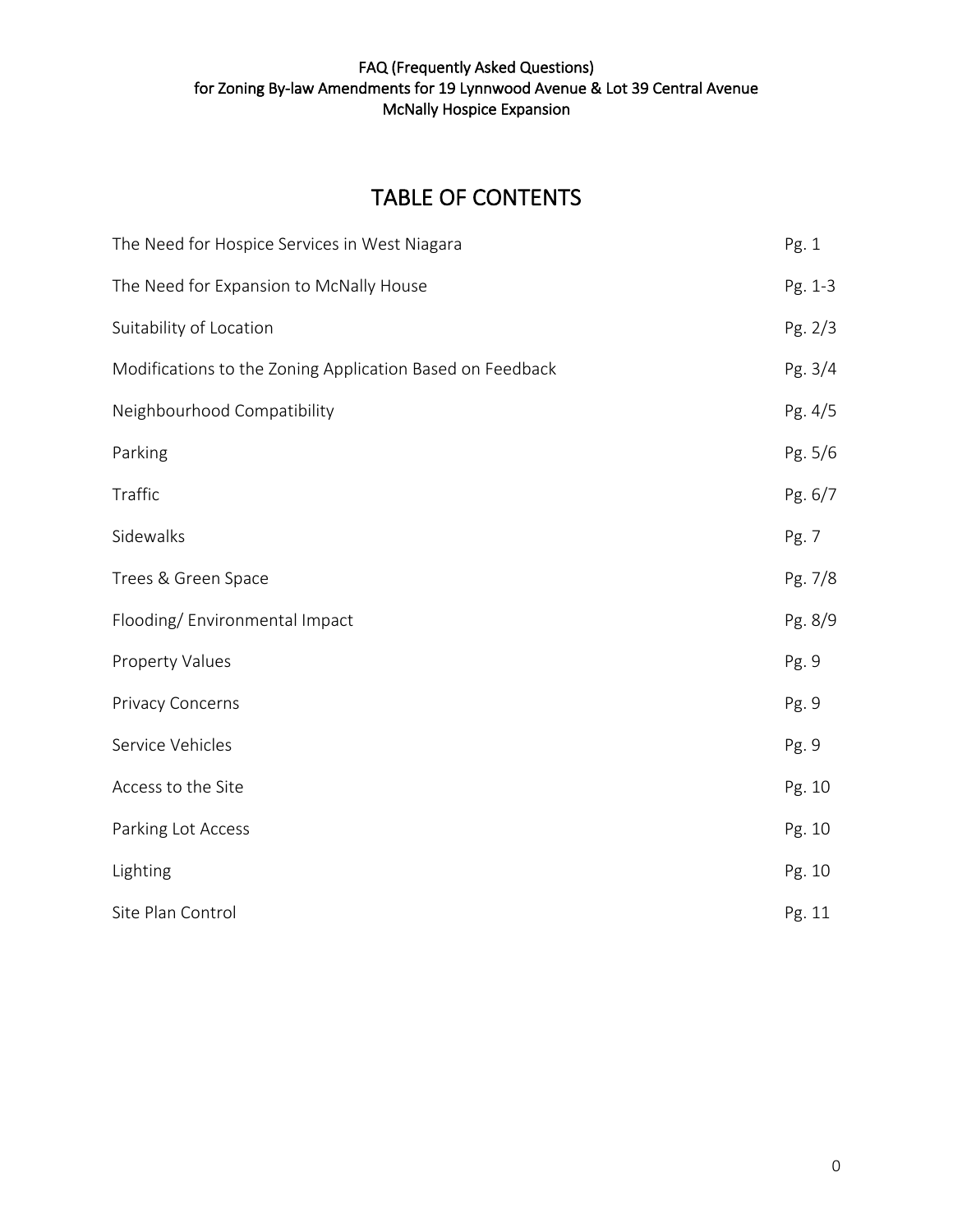FAQ (Frequently Asked Questions)
for Zoning By-law Amendments for 19 Lynnwood Avenue & Lot 39 Central Avenue
McNally Hospice Expansion

# TABLE OF CONTENTS

| | |
|---|---|
| The Need for Hospice Services in West Niagara | Pg. 1 |
| The Need for Expansion to McNally House | Pg. 1-3 |
| Suitability of Location | Pg. 2/3 |
| Modifications to the Zoning Application Based on Feedback | Pg. 3/4 |
| Neighbourhood Compatibility | Pg. 4/5 |
| Parking | Pg. 5/6 |
| Traffic | Pg. 6/7 |
| Sidewalks | Pg. 7 |
| Trees & Green Space | Pg. 7/8 |
| Flooding/ Environmental Impact | Pg. 8/9 |
| Property Values | Pg. 9 |
| Privacy Concerns | Pg. 9 |
| Service Vehicles | Pg. 9 |
| Access to the Site | Pg. 10 |
| Parking Lot Access | Pg. 10 |
| Lighting | Pg. 10 |
| Site Plan Control | Pg. 11 |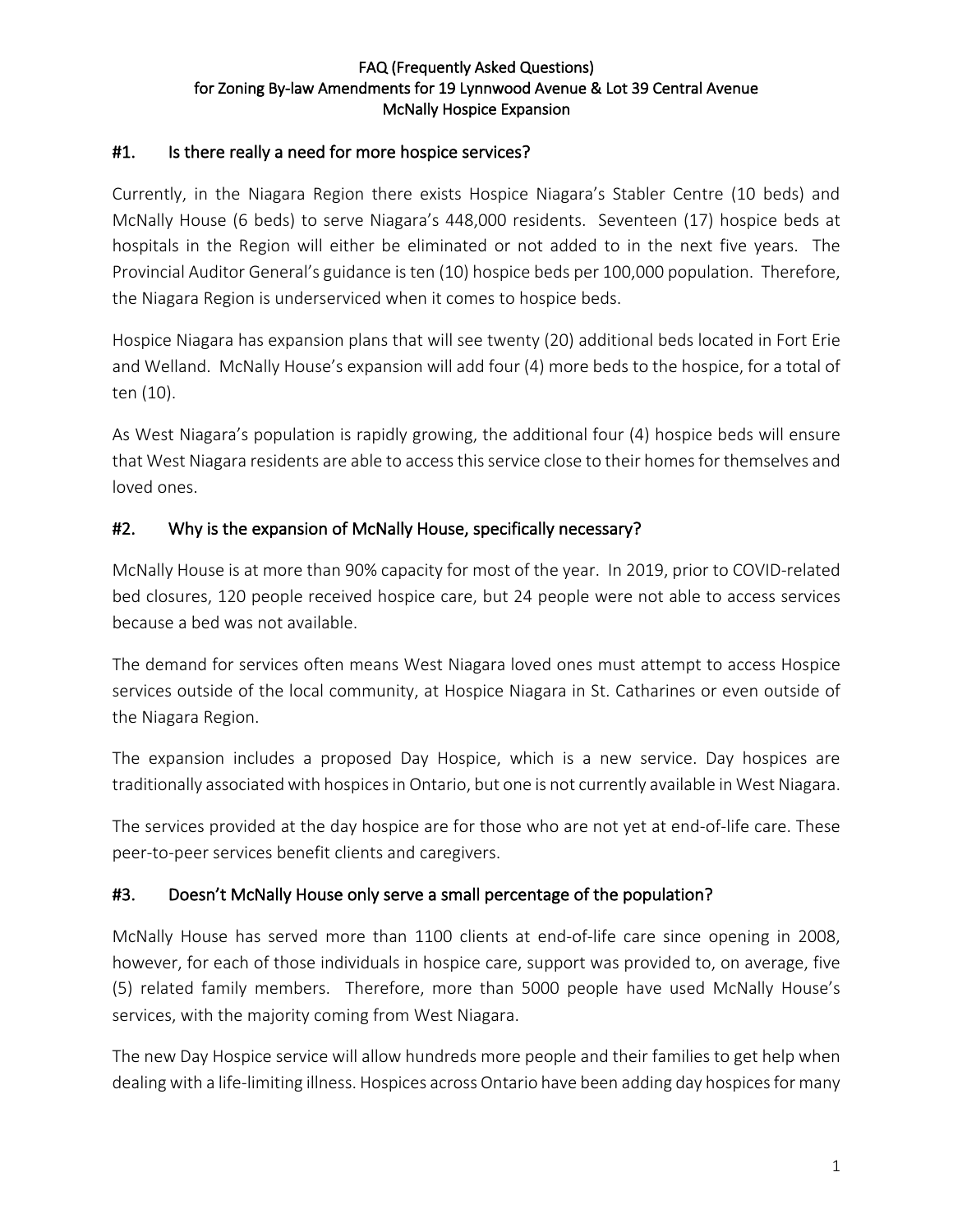FAQ (Frequently Asked Questions)
for Zoning By-law Amendments for 19 Lynnwood Avenue & Lot 39 Central Avenue
McNally Hospice Expansion

## #1. Is there really a need for more hospice services?

Currently, in the Niagara Region there exists Hospice Niagara's Stabler Centre (10 beds) and McNally House (6 beds) to serve Niagara's 448,000 residents. Seventeen (17) hospice beds at hospitals in the Region will either be eliminated or not added to in the next five years. The Provincial Auditor General's guidance is ten (10) hospice beds per 100,000 population. Therefore, the Niagara Region is underserviced when it comes to hospice beds.

Hospice Niagara has expansion plans that will see twenty (20) additional beds located in Fort Erie and Welland. McNally House's expansion will add four (4) more beds to the hospice, for a total of ten (10).

As West Niagara's population is rapidly growing, the additional four (4) hospice beds will ensure that West Niagara residents are able to access this service close to their homes for themselves and loved ones.

## #2. Why is the expansion of McNally House, specifically necessary?

McNally House is at more than 90% capacity for most of the year. In 2019, prior to COVID-related bed closures, 120 people received hospice care, but 24 people were not able to access services because a bed was not available.

The demand for services often means West Niagara loved ones must attempt to access Hospice services outside of the local community, at Hospice Niagara in St. Catharines or even outside of the Niagara Region.

The expansion includes a proposed Day Hospice, which is a new service. Day hospices are traditionally associated with hospices in Ontario, but one is not currently available in West Niagara.

The services provided at the day hospice are for those who are not yet at end-of-life care. These peer-to-peer services benefit clients and caregivers.

## #3. Doesn't McNally House only serve a small percentage of the population?

McNally House has served more than 1100 clients at end-of-life care since opening in 2008, however, for each of those individuals in hospice care, support was provided to, on average, five (5) related family members. Therefore, more than 5000 people have used McNally House's services, with the majority coming from West Niagara.

The new Day Hospice service will allow hundreds more people and their families to get help when dealing with a life-limiting illness. Hospices across Ontario have been adding day hospices for many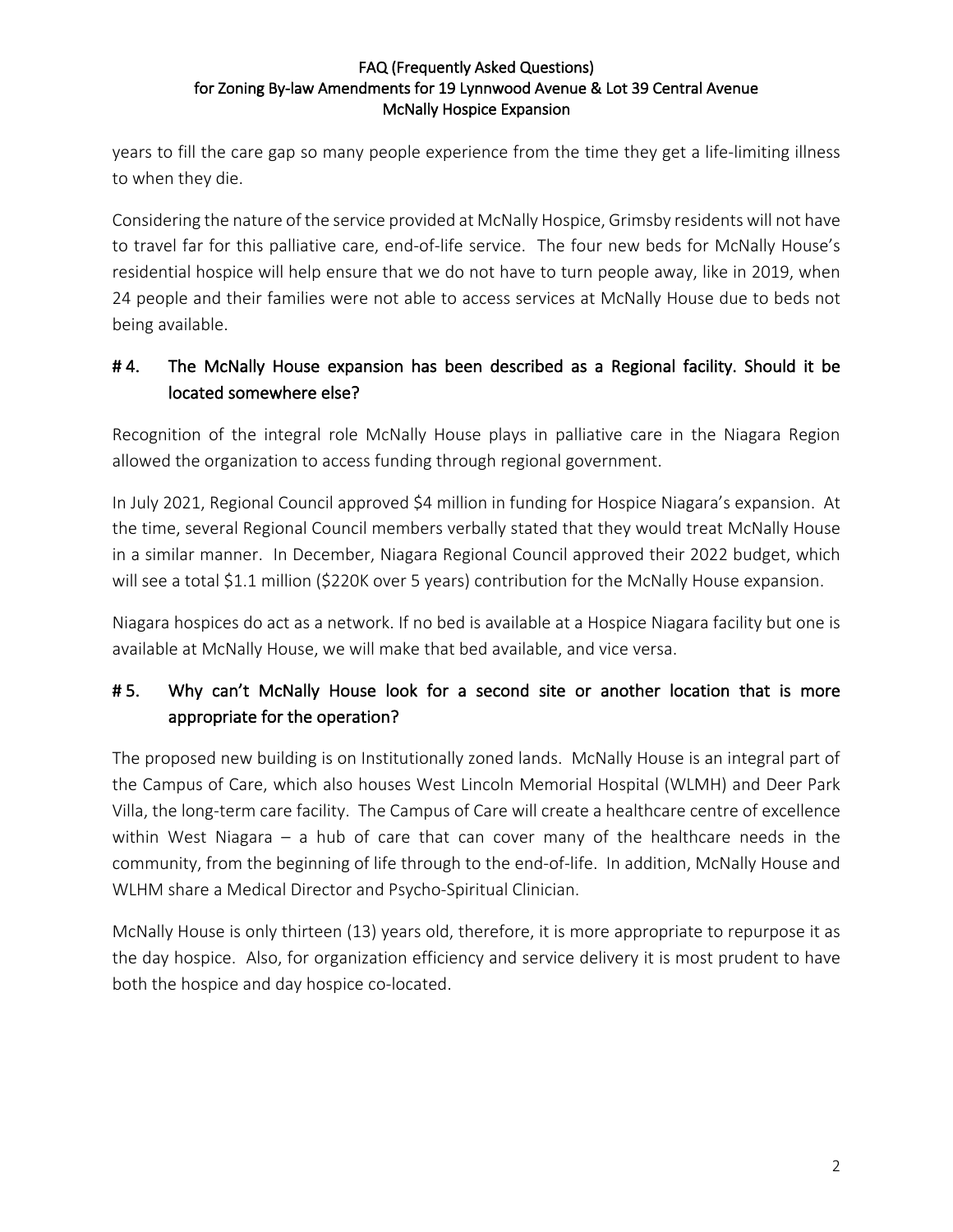years to fill the care gap so many people experience from the time they get a life-limiting illness to when they die.

Considering the nature of the service provided at McNally Hospice, Grimsby residents will not have to travel far for this palliative care, end-of-life service. The four new beds for McNally House's residential hospice will help ensure that we do not have to turn people away, like in 2019, when 24 people and their families were not able to access services at McNally House due to beds not being available.

## # 4. The McNally House expansion has been described as a Regional facility. Should it be located somewhere else?

Recognition of the integral role McNally House plays in palliative care in the Niagara Region allowed the organization to access funding through regional government.

In July 2021, Regional Council approved $4 million in funding for Hospice Niagara's expansion. At the time, several Regional Council members verbally stated that they would treat McNally House in a similar manner. In December, Niagara Regional Council approved their 2022 budget, which will see a total $1.1 million ($220K over 5 years) contribution for the McNally House expansion.

Niagara hospices do act as a network. If no bed is available at a Hospice Niagara facility but one is available at McNally House, we will make that bed available, and vice versa.

## # 5. Why can't McNally House look for a second site or another location that is more appropriate for the operation?

The proposed new building is on Institutionally zoned lands. McNally House is an integral part of the Campus of Care, which also houses West Lincoln Memorial Hospital (WLMH) and Deer Park Villa, the long-term care facility. The Campus of Care will create a healthcare centre of excellence within West Niagara – a hub of care that can cover many of the healthcare needs in the community, from the beginning of life through to the end-of-life. In addition, McNally House and WLHM share a Medical Director and Psycho-Spiritual Clinician.

McNally House is only thirteen (13) years old, therefore, it is more appropriate to repurpose it as the day hospice. Also, for organization efficiency and service delivery it is most prudent to have both the hospice and day hospice co-located.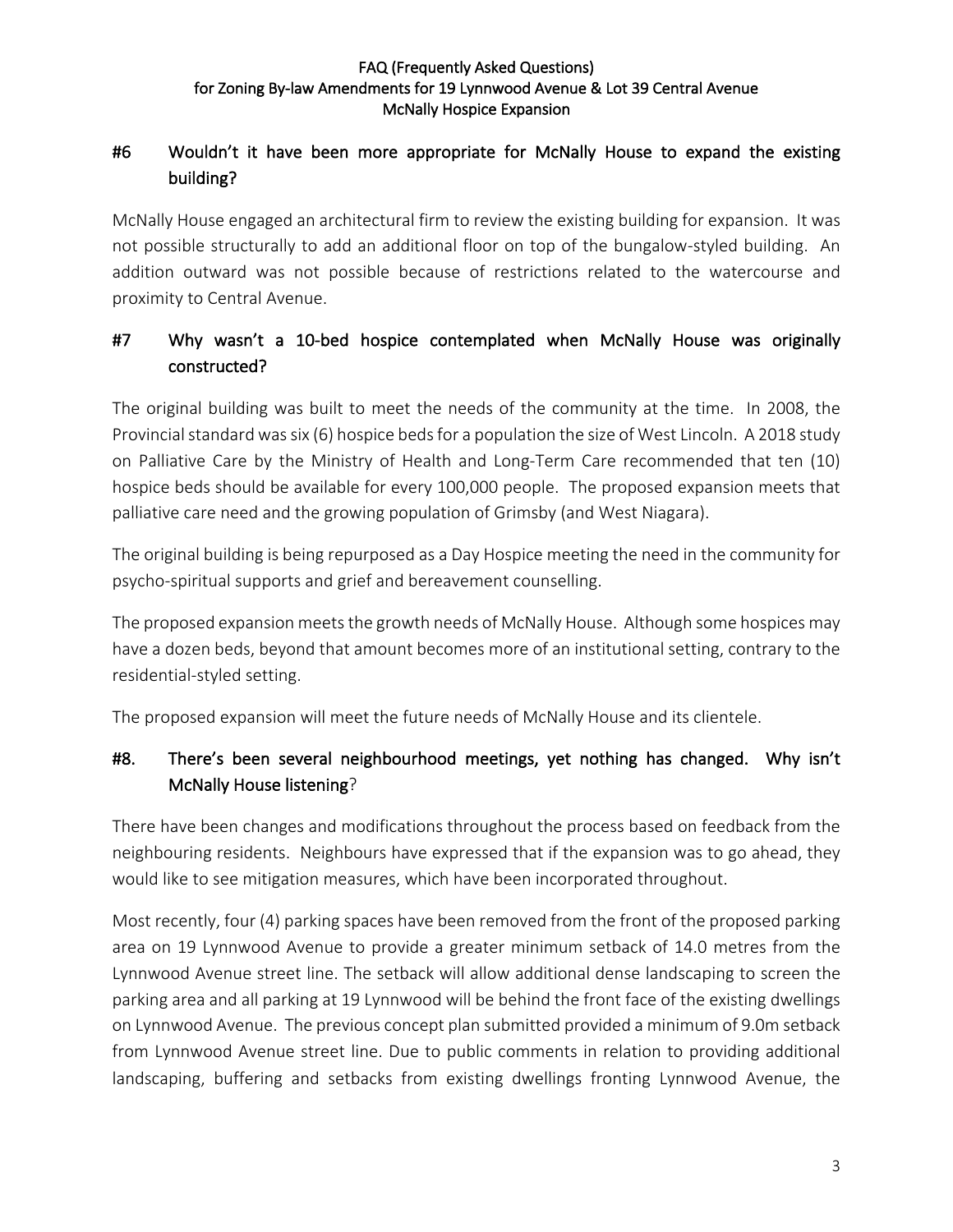## #6 Wouldn't it have been more appropriate for McNally House to expand the existing building?

McNally House engaged an architectural firm to review the existing building for expansion. It was not possible structurally to add an additional floor on top of the bungalow-styled building. An addition outward was not possible because of restrictions related to the watercourse and proximity to Central Avenue.

## #7 Why wasn't a 10-bed hospice contemplated when McNally House was originally constructed?

The original building was built to meet the needs of the community at the time. In 2008, the Provincial standard was six (6) hospice beds for a population the size of West Lincoln. A 2018 study on Palliative Care by the Ministry of Health and Long-Term Care recommended that ten (10) hospice beds should be available for every 100,000 people. The proposed expansion meets that palliative care need and the growing population of Grimsby (and West Niagara).

The original building is being repurposed as a Day Hospice meeting the need in the community for psycho-spiritual supports and grief and bereavement counselling.

The proposed expansion meets the growth needs of McNally House. Although some hospices may have a dozen beds, beyond that amount becomes more of an institutional setting, contrary to the residential-styled setting.

The proposed expansion will meet the future needs of McNally House and its clientele.

## #8. There's been several neighbourhood meetings, yet nothing has changed. Why isn't McNally House listening?

There have been changes and modifications throughout the process based on feedback from the neighbouring residents. Neighbours have expressed that if the expansion was to go ahead, they would like to see mitigation measures, which have been incorporated throughout.

Most recently, four (4) parking spaces have been removed from the front of the proposed parking area on 19 Lynnwood Avenue to provide a greater minimum setback of 14.0 metres from the Lynnwood Avenue street line. The setback will allow additional dense landscaping to screen the parking area and all parking at 19 Lynnwood will be behind the front face of the existing dwellings on Lynnwood Avenue. The previous concept plan submitted provided a minimum of 9.0m setback from Lynnwood Avenue street line. Due to public comments in relation to providing additional landscaping, buffering and setbacks from existing dwellings fronting Lynnwood Avenue, the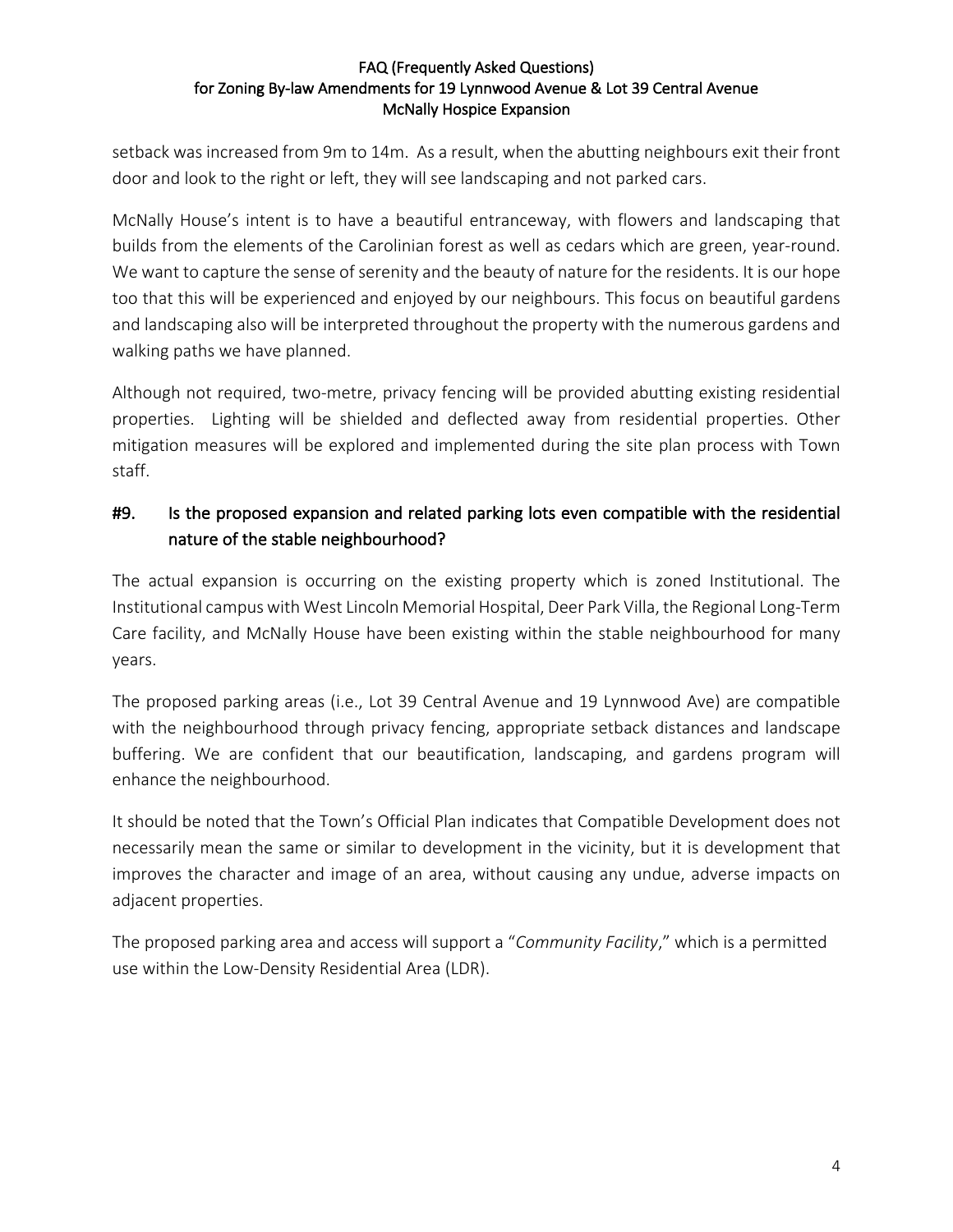setback was increased from 9m to 14m. As a result, when the abutting neighbours exit their front door and look to the right or left, they will see landscaping and not parked cars.

McNally House's intent is to have a beautiful entranceway, with flowers and landscaping that builds from the elements of the Carolinian forest as well as cedars which are green, year-round. We want to capture the sense of serenity and the beauty of nature for the residents. It is our hope too that this will be experienced and enjoyed by our neighbours. This focus on beautiful gardens and landscaping also will be interpreted throughout the property with the numerous gardens and walking paths we have planned.

Although not required, two-metre, privacy fencing will be provided abutting existing residential properties. Lighting will be shielded and deflected away from residential properties. Other mitigation measures will be explored and implemented during the site plan process with Town staff.

## #9. Is the proposed expansion and related parking lots even compatible with the residential nature of the stable neighbourhood?

The actual expansion is occurring on the existing property which is zoned Institutional. The Institutional campus with West Lincoln Memorial Hospital, Deer Park Villa, the Regional Long-Term Care facility, and McNally House have been existing within the stable neighbourhood for many years.

The proposed parking areas (i.e., Lot 39 Central Avenue and 19 Lynnwood Ave) are compatible with the neighbourhood through privacy fencing, appropriate setback distances and landscape buffering. We are confident that our beautification, landscaping, and gardens program will enhance the neighbourhood.

It should be noted that the Town's Official Plan indicates that Compatible Development does not necessarily mean the same or similar to development in the vicinity, but it is development that improves the character and image of an area, without causing any undue, adverse impacts on adjacent properties.

The proposed parking area and access will support a "*Community Facility*," which is a permitted use within the Low-Density Residential Area (LDR).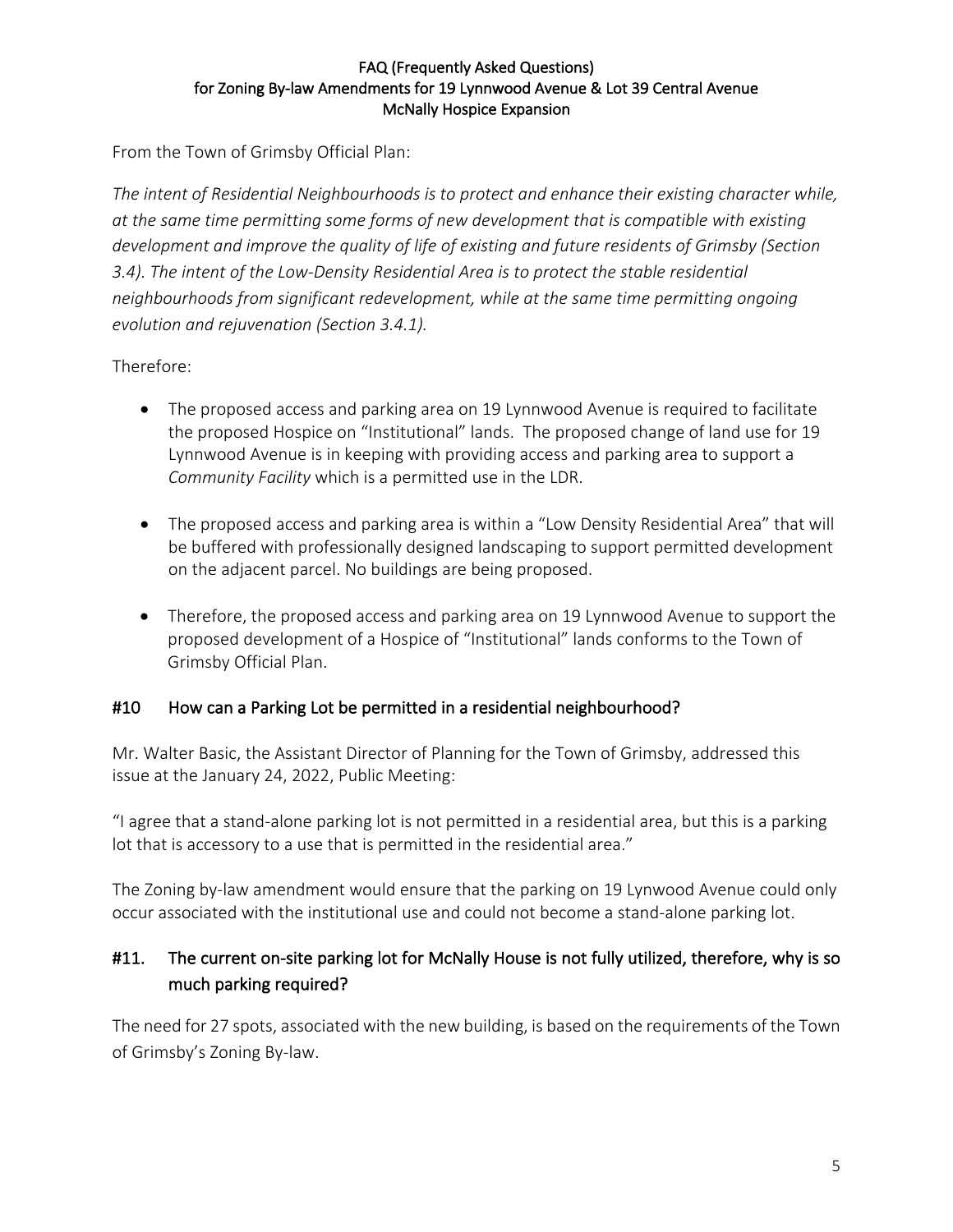From the Town of Grimsby Official Plan:

*The intent of Residential Neighbourhoods is to protect and enhance their existing character while, at the same time permitting some forms of new development that is compatible with existing development and improve the quality of life of existing and future residents of Grimsby (Section 3.4). The intent of the Low-Density Residential Area is to protect the stable residential neighbourhoods from significant redevelopment, while at the same time permitting ongoing evolution and rejuvenation (Section 3.4.1).*

Therefore:

- The proposed access and parking area on 19 Lynnwood Avenue is required to facilitate the proposed Hospice on "Institutional" lands. The proposed change of land use for 19 Lynnwood Avenue is in keeping with providing access and parking area to support a *Community Facility* which is a permitted use in the LDR.
- The proposed access and parking area is within a "Low Density Residential Area" that will be buffered with professionally designed landscaping to support permitted development on the adjacent parcel. No buildings are being proposed.
- Therefore, the proposed access and parking area on 19 Lynnwood Avenue to support the proposed development of a Hospice of "Institutional" lands conforms to the Town of Grimsby Official Plan.

## #10 How can a Parking Lot be permitted in a residential neighbourhood?

Mr. Walter Basic, the Assistant Director of Planning for the Town of Grimsby, addressed this issue at the January 24, 2022, Public Meeting:

"I agree that a stand-alone parking lot is not permitted in a residential area, but this is a parking lot that is accessory to a use that is permitted in the residential area."

The Zoning by-law amendment would ensure that the parking on 19 Lynwood Avenue could only occur associated with the institutional use and could not become a stand-alone parking lot.

## #11. The current on-site parking lot for McNally House is not fully utilized, therefore, why is so much parking required?

The need for 27 spots, associated with the new building, is based on the requirements of the Town of Grimsby's Zoning By-law.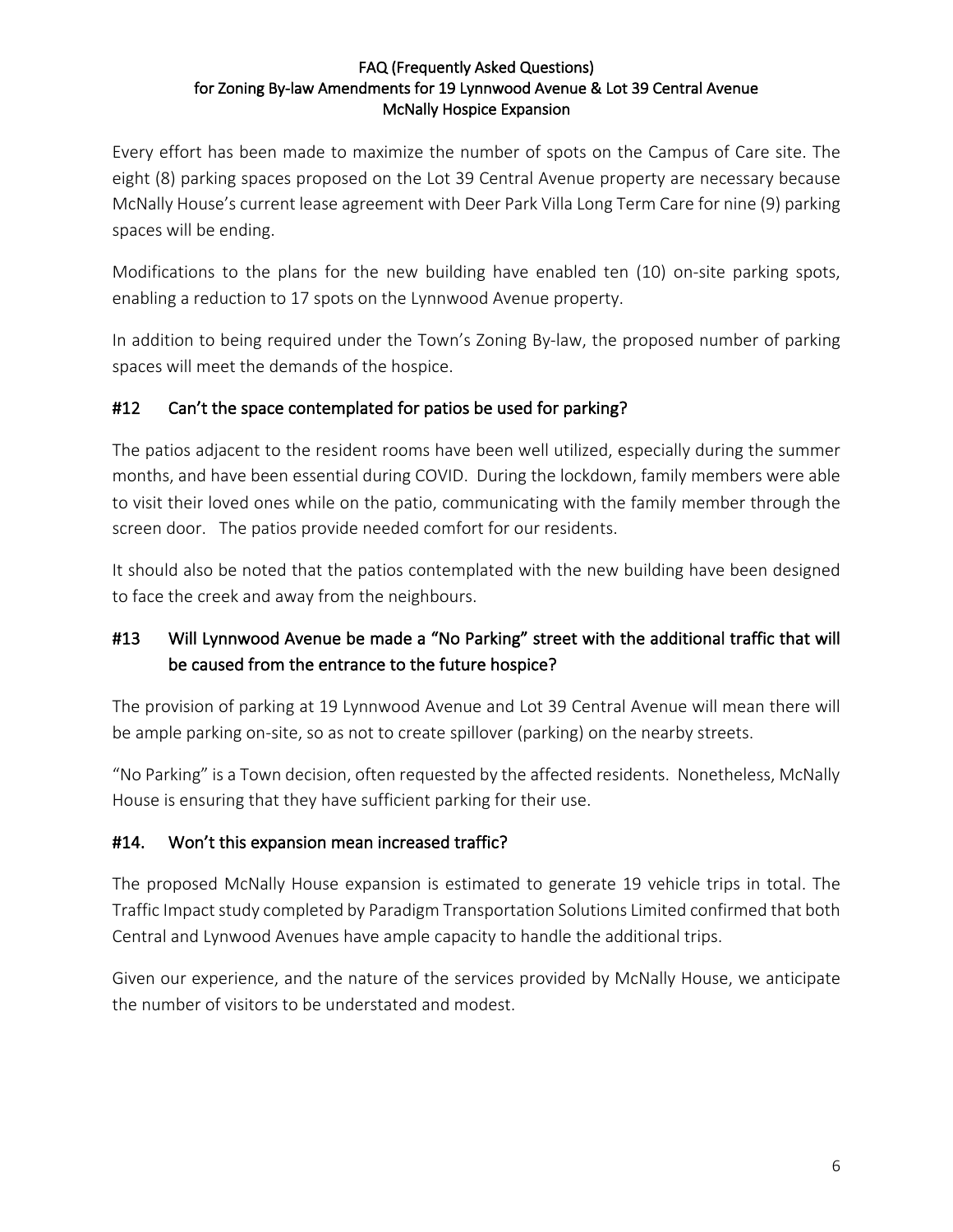Every effort has been made to maximize the number of spots on the Campus of Care site. The eight (8) parking spaces proposed on the Lot 39 Central Avenue property are necessary because McNally House's current lease agreement with Deer Park Villa Long Term Care for nine (9) parking spaces will be ending.

Modifications to the plans for the new building have enabled ten (10) on-site parking spots, enabling a reduction to 17 spots on the Lynnwood Avenue property.

In addition to being required under the Town's Zoning By-law, the proposed number of parking spaces will meet the demands of the hospice.

## #12 Can't the space contemplated for patios be used for parking?

The patios adjacent to the resident rooms have been well utilized, especially during the summer months, and have been essential during COVID. During the lockdown, family members were able to visit their loved ones while on the patio, communicating with the family member through the screen door. The patios provide needed comfort for our residents.

It should also be noted that the patios contemplated with the new building have been designed to face the creek and away from the neighbours.

## #13 Will Lynnwood Avenue be made a "No Parking" street with the additional traffic that will be caused from the entrance to the future hospice?

The provision of parking at 19 Lynnwood Avenue and Lot 39 Central Avenue will mean there will be ample parking on-site, so as not to create spillover (parking) on the nearby streets.

"No Parking" is a Town decision, often requested by the affected residents. Nonetheless, McNally House is ensuring that they have sufficient parking for their use.

## #14. Won't this expansion mean increased traffic?

The proposed McNally House expansion is estimated to generate 19 vehicle trips in total. The Traffic Impact study completed by Paradigm Transportation Solutions Limited confirmed that both Central and Lynwood Avenues have ample capacity to handle the additional trips.

Given our experience, and the nature of the services provided by McNally House, we anticipate the number of visitors to be understated and modest.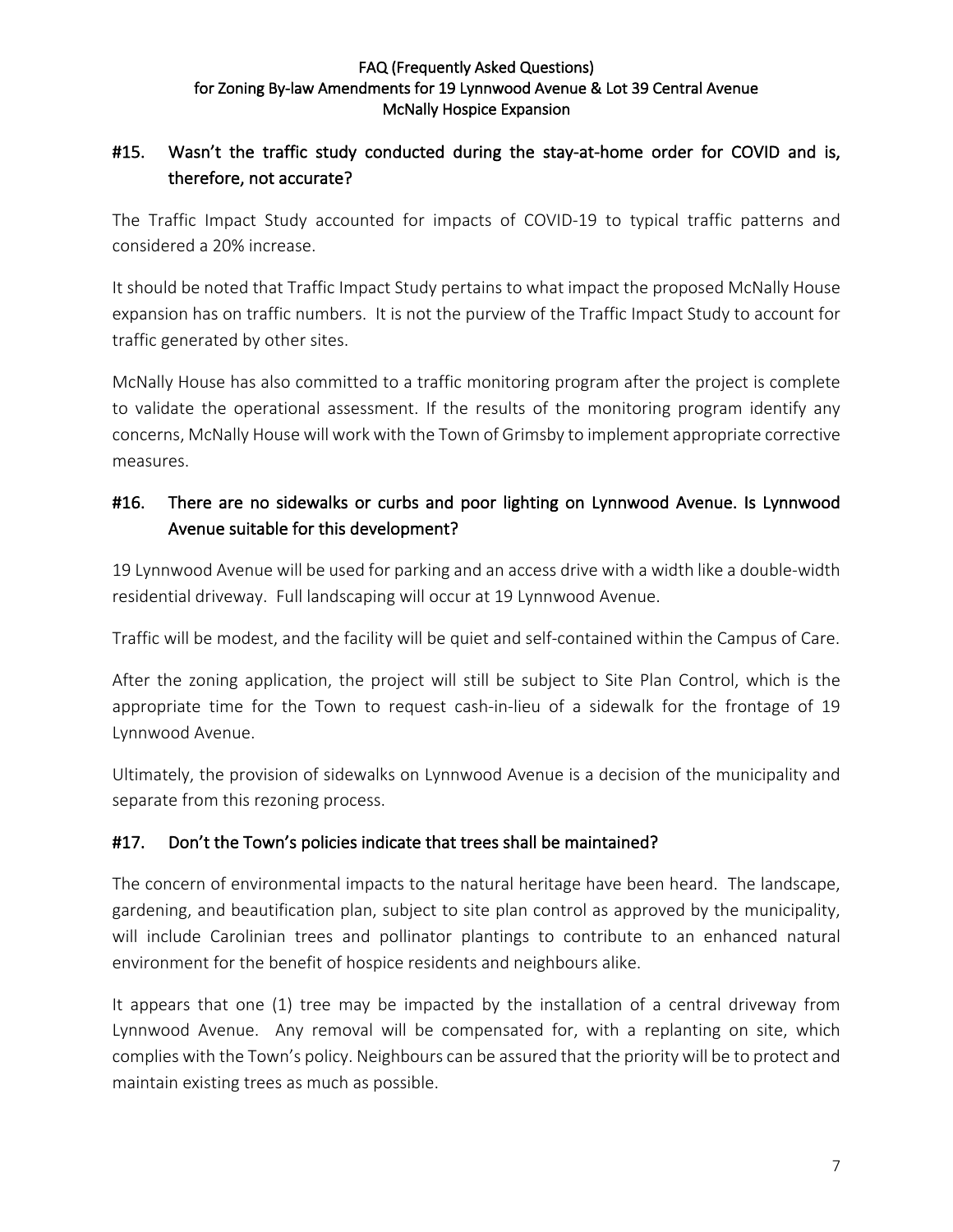## #15. Wasn't the traffic study conducted during the stay-at-home order for COVID and is, therefore, not accurate?

The Traffic Impact Study accounted for impacts of COVID-19 to typical traffic patterns and considered a 20% increase.

It should be noted that Traffic Impact Study pertains to what impact the proposed McNally House expansion has on traffic numbers. It is not the purview of the Traffic Impact Study to account for traffic generated by other sites.

McNally House has also committed to a traffic monitoring program after the project is complete to validate the operational assessment. If the results of the monitoring program identify any concerns, McNally House will work with the Town of Grimsby to implement appropriate corrective measures.

## #16. There are no sidewalks or curbs and poor lighting on Lynnwood Avenue. Is Lynnwood Avenue suitable for this development?

19 Lynnwood Avenue will be used for parking and an access drive with a width like a double-width residential driveway. Full landscaping will occur at 19 Lynnwood Avenue.

Traffic will be modest, and the facility will be quiet and self-contained within the Campus of Care.

After the zoning application, the project will still be subject to Site Plan Control, which is the appropriate time for the Town to request cash-in-lieu of a sidewalk for the frontage of 19 Lynnwood Avenue.

Ultimately, the provision of sidewalks on Lynnwood Avenue is a decision of the municipality and separate from this rezoning process.

## #17. Don't the Town's policies indicate that trees shall be maintained?

The concern of environmental impacts to the natural heritage have been heard. The landscape, gardening, and beautification plan, subject to site plan control as approved by the municipality, will include Carolinian trees and pollinator plantings to contribute to an enhanced natural environment for the benefit of hospice residents and neighbours alike.

It appears that one (1) tree may be impacted by the installation of a central driveway from Lynnwood Avenue. Any removal will be compensated for, with a replanting on site, which complies with the Town's policy. Neighbours can be assured that the priority will be to protect and maintain existing trees as much as possible.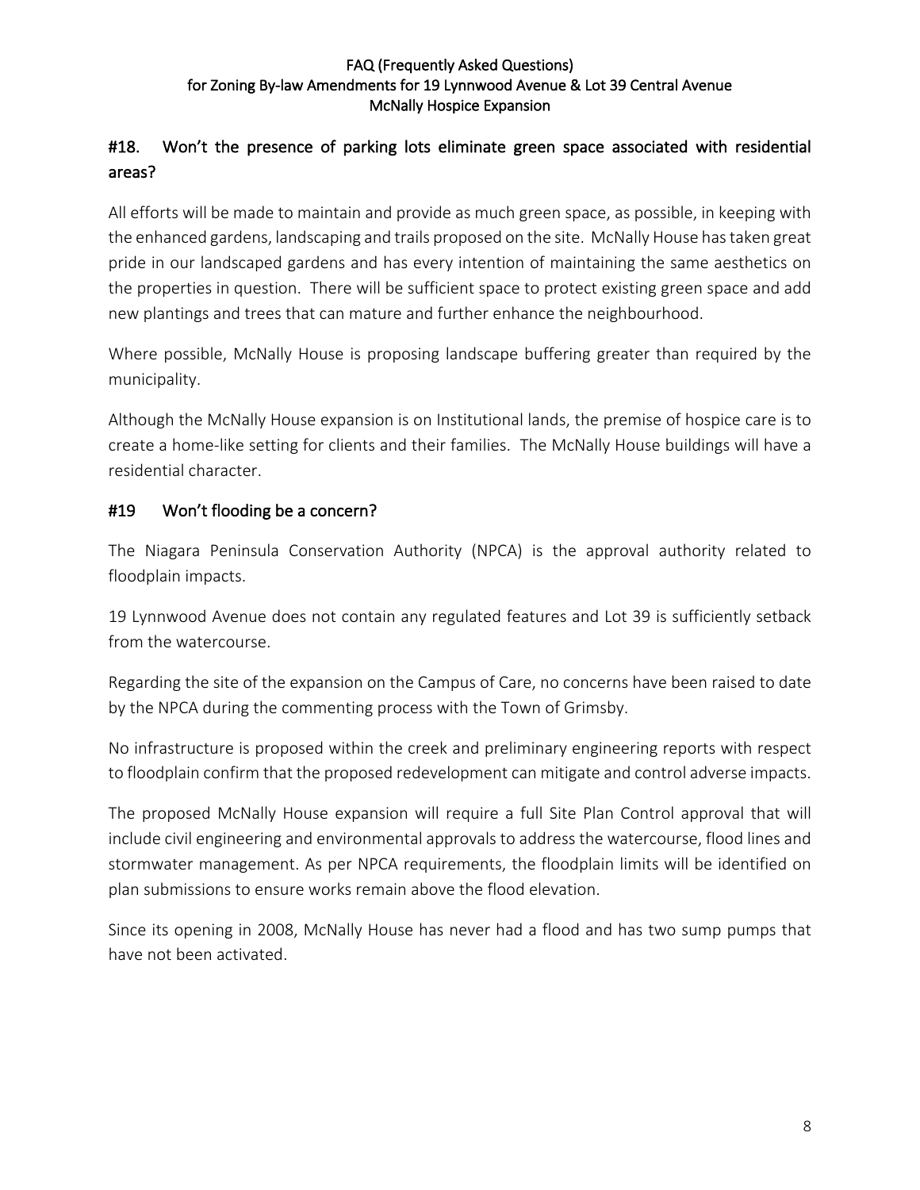## #18. Won't the presence of parking lots eliminate green space associated with residential areas?

All efforts will be made to maintain and provide as much green space, as possible, in keeping with the enhanced gardens, landscaping and trails proposed on the site. McNally House has taken great pride in our landscaped gardens and has every intention of maintaining the same aesthetics on the properties in question. There will be sufficient space to protect existing green space and add new plantings and trees that can mature and further enhance the neighbourhood.

Where possible, McNally House is proposing landscape buffering greater than required by the municipality.

Although the McNally House expansion is on Institutional lands, the premise of hospice care is to create a home-like setting for clients and their families. The McNally House buildings will have a residential character.

## #19 Won't flooding be a concern?

The Niagara Peninsula Conservation Authority (NPCA) is the approval authority related to floodplain impacts.

19 Lynnwood Avenue does not contain any regulated features and Lot 39 is sufficiently setback from the watercourse.

Regarding the site of the expansion on the Campus of Care, no concerns have been raised to date by the NPCA during the commenting process with the Town of Grimsby.

No infrastructure is proposed within the creek and preliminary engineering reports with respect to floodplain confirm that the proposed redevelopment can mitigate and control adverse impacts.

The proposed McNally House expansion will require a full Site Plan Control approval that will include civil engineering and environmental approvals to address the watercourse, flood lines and stormwater management. As per NPCA requirements, the floodplain limits will be identified on plan submissions to ensure works remain above the flood elevation.

Since its opening in 2008, McNally House has never had a flood and has two sump pumps that have not been activated.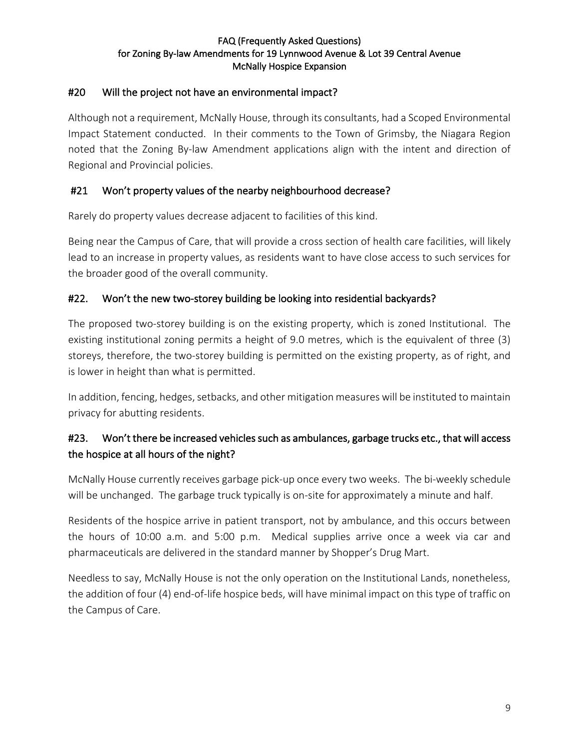#### #20 Will the project not have an environmental impact?

Although not a requirement, McNally House, through its consultants, had a Scoped Environmental Impact Statement conducted. In their comments to the Town of Grimsby, the Niagara Region noted that the Zoning By-law Amendment applications align with the intent and direction of Regional and Provincial policies.

#### #21 Won't property values of the nearby neighbourhood decrease?

Rarely do property values decrease adjacent to facilities of this kind.

Being near the Campus of Care, that will provide a cross section of health care facilities, will likely lead to an increase in property values, as residents want to have close access to such services for the broader good of the overall community.

#### #22. Won't the new two-storey building be looking into residential backyards?

The proposed two-storey building is on the existing property, which is zoned Institutional. The existing institutional zoning permits a height of 9.0 metres, which is the equivalent of three (3) storeys, therefore, the two-storey building is permitted on the existing property, as of right, and is lower in height than what is permitted.

In addition, fencing, hedges, setbacks, and other mitigation measures will be instituted to maintain privacy for abutting residents.

#### #23. Won't there be increased vehicles such as ambulances, garbage trucks etc., that will access the hospice at all hours of the night?

McNally House currently receives garbage pick-up once every two weeks. The bi-weekly schedule will be unchanged. The garbage truck typically is on-site for approximately a minute and half.

Residents of the hospice arrive in patient transport, not by ambulance, and this occurs between the hours of 10:00 a.m. and 5:00 p.m. Medical supplies arrive once a week via car and pharmaceuticals are delivered in the standard manner by Shopper's Drug Mart.

Needless to say, McNally House is not the only operation on the Institutional Lands, nonetheless, the addition of four (4) end-of-life hospice beds, will have minimal impact on this type of traffic on the Campus of Care.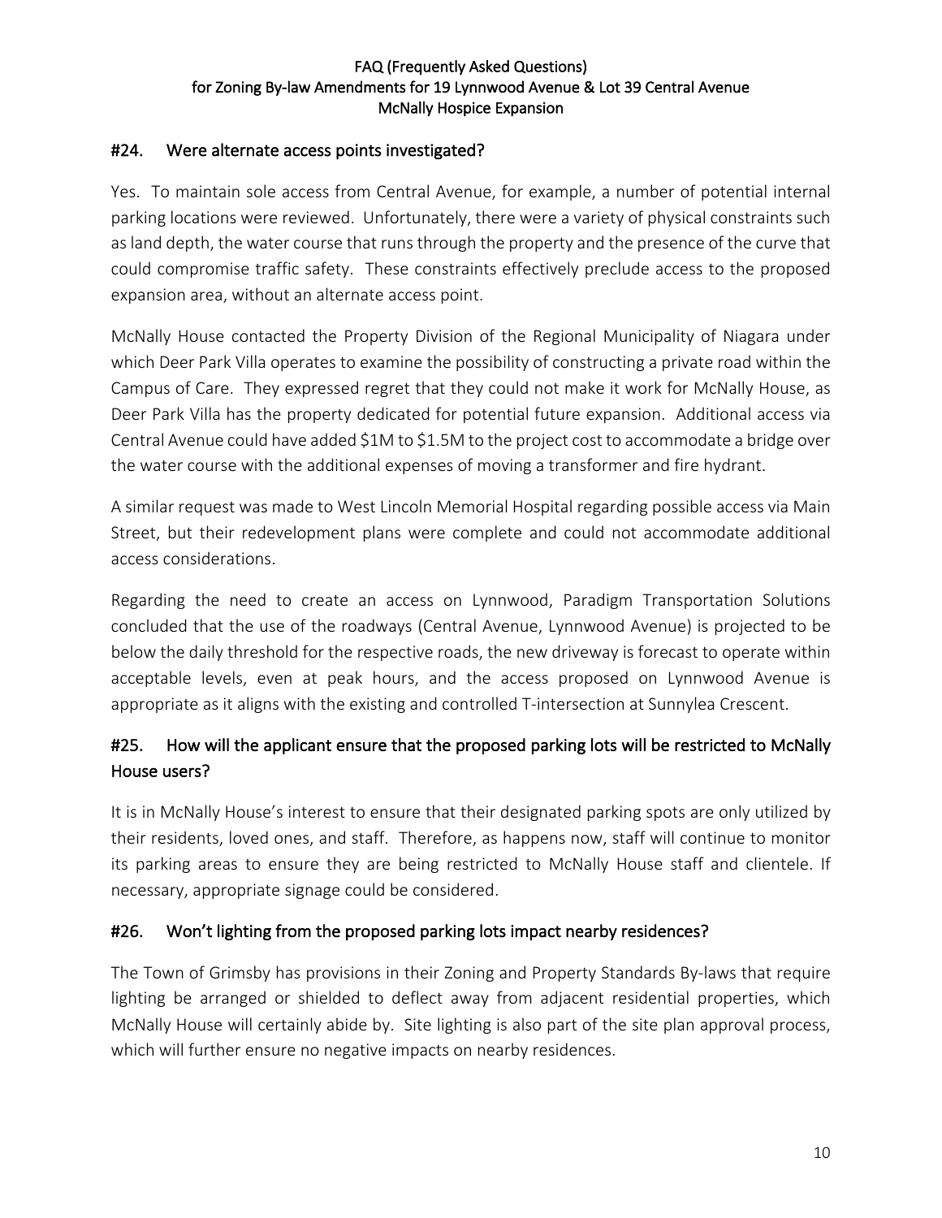## #24. Were alternate access points investigated?

Yes. To maintain sole access from Central Avenue, for example, a number of potential internal parking locations were reviewed. Unfortunately, there were a variety of physical constraints such as land depth, the water course that runs through the property and the presence of the curve that could compromise traffic safety. These constraints effectively preclude access to the proposed expansion area, without an alternate access point.

McNally House contacted the Property Division of the Regional Municipality of Niagara under which Deer Park Villa operates to examine the possibility of constructing a private road within the Campus of Care. They expressed regret that they could not make it work for McNally House, as Deer Park Villa has the property dedicated for potential future expansion. Additional access via Central Avenue could have added $1M to $1.5M to the project cost to accommodate a bridge over the water course with the additional expenses of moving a transformer and fire hydrant.

A similar request was made to West Lincoln Memorial Hospital regarding possible access via Main Street, but their redevelopment plans were complete and could not accommodate additional access considerations.

Regarding the need to create an access on Lynnwood, Paradigm Transportation Solutions concluded that the use of the roadways (Central Avenue, Lynnwood Avenue) is projected to be below the daily threshold for the respective roads, the new driveway is forecast to operate within acceptable levels, even at peak hours, and the access proposed on Lynnwood Avenue is appropriate as it aligns with the existing and controlled T-intersection at Sunnylea Crescent.

## #25. How will the applicant ensure that the proposed parking lots will be restricted to McNally House users?

It is in McNally House's interest to ensure that their designated parking spots are only utilized by their residents, loved ones, and staff. Therefore, as happens now, staff will continue to monitor its parking areas to ensure they are being restricted to McNally House staff and clientele. If necessary, appropriate signage could be considered.

## #26. Won't lighting from the proposed parking lots impact nearby residences?

The Town of Grimsby has provisions in their Zoning and Property Standards By-laws that require lighting be arranged or shielded to deflect away from adjacent residential properties, which McNally House will certainly abide by. Site lighting is also part of the site plan approval process, which will further ensure no negative impacts on nearby residences.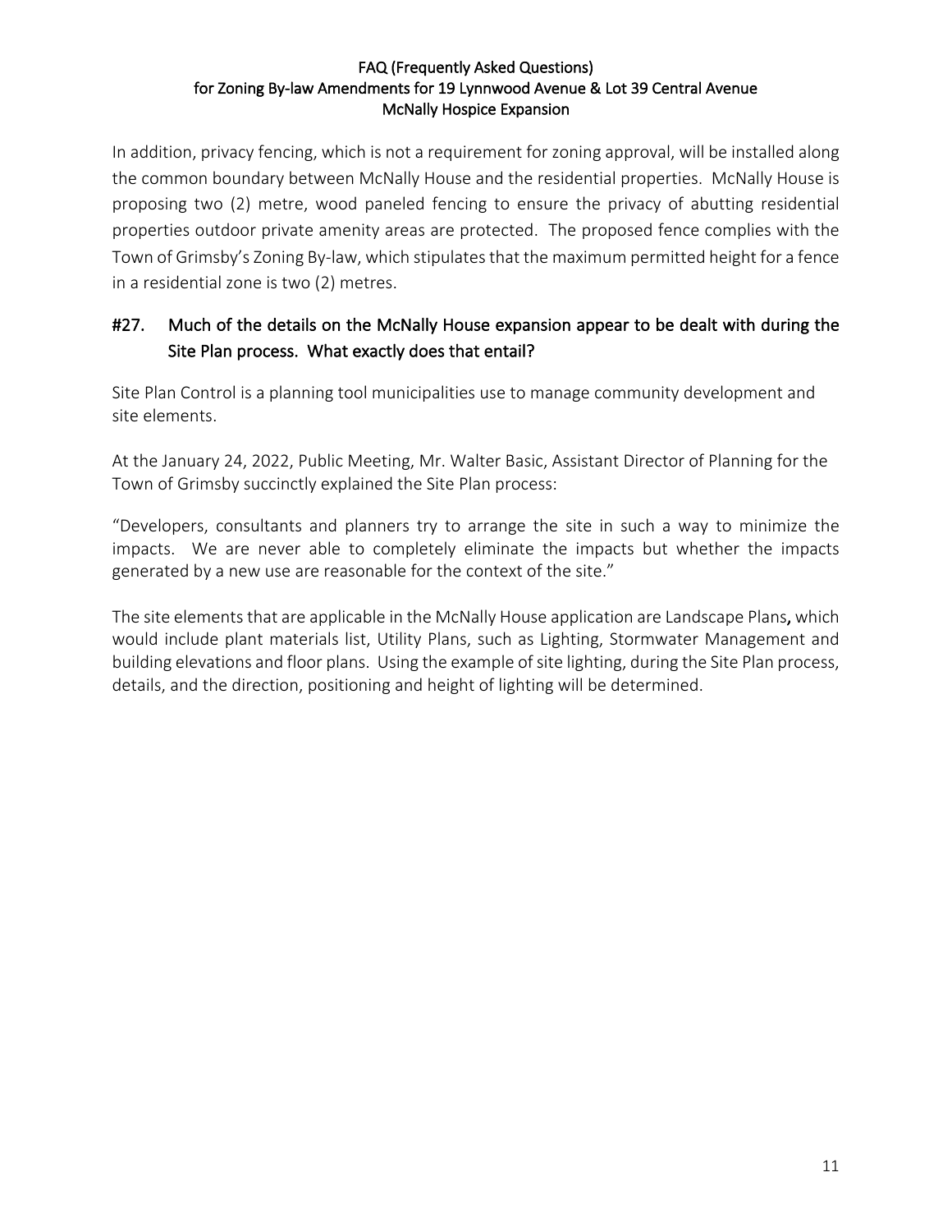In addition, privacy fencing, which is not a requirement for zoning approval, will be installed along the common boundary between McNally House and the residential properties. McNally House is proposing two (2) metre, wood paneled fencing to ensure the privacy of abutting residential properties outdoor private amenity areas are protected. The proposed fence complies with the Town of Grimsby's Zoning By-law, which stipulates that the maximum permitted height for a fence in a residential zone is two (2) metres.

## #27. Much of the details on the McNally House expansion appear to be dealt with during the Site Plan process. What exactly does that entail?

Site Plan Control is a planning tool municipalities use to manage community development and site elements.

At the January 24, 2022, Public Meeting, Mr. Walter Basic, Assistant Director of Planning for the Town of Grimsby succinctly explained the Site Plan process:

"Developers, consultants and planners try to arrange the site in such a way to minimize the impacts. We are never able to completely eliminate the impacts but whether the impacts generated by a new use are reasonable for the context of the site."

The site elements that are applicable in the McNally House application are Landscape Plans**,** which would include plant materials list, Utility Plans, such as Lighting, Stormwater Management and building elevations and floor plans. Using the example of site lighting, during the Site Plan process, details, and the direction, positioning and height of lighting will be determined.